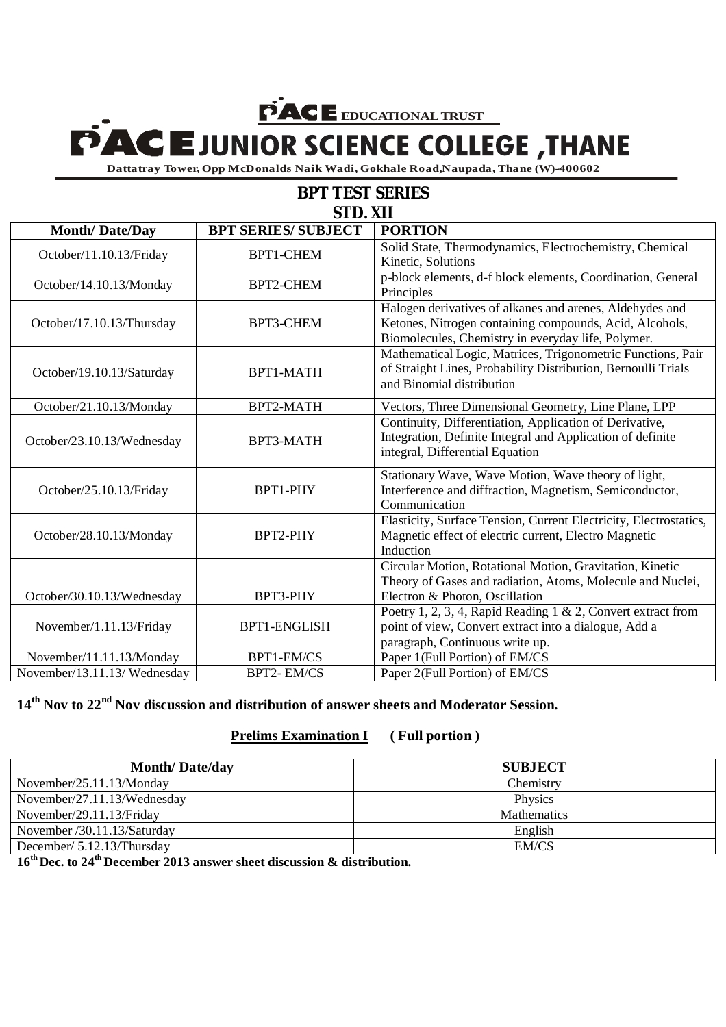# PACE EDUCATIONAL TRUST

# PACE JUNIOR SCIENCE COLLEGE ,THANE

**Dattatray Tower, Opp McDonalds Naik Wadi, Gokhale Road,Naupada, Thane (W)-400602**

## BPT TEST SERIES

## STD. XII

| Month/ Date/Day | BPT SERIES/ SUBJECT | PORTION |
|---|---|---|
| October/11.10.13/Friday | BPT1-CHEM | Solid State, Thermodynamics, Electrochemistry, Chemical Kinetic, Solutions |
| October/14.10.13/Monday | BPT2-CHEM | p-block elements, d-f block elements, Coordination, General Principles |
| October/17.10.13/Thursday | BPT3-CHEM | Halogen derivatives of alkanes and arenes, Aldehydes and Ketones, Nitrogen containing compounds, Acid, Alcohols, Biomolecules, Chemistry in everyday life, Polymer. |
| October/19.10.13/Saturday | BPT1-MATH | Mathematical Logic, Matrices, Trigonometric Functions, Pair of Straight Lines, Probability Distribution, Bernoulli Trials and Binomial distribution |
| October/21.10.13/Monday | BPT2-MATH | Vectors, Three Dimensional Geometry, Line Plane, LPP |
| October/23.10.13/Wednesday | BPT3-MATH | Continuity, Differentiation, Application of Derivative, Integration, Definite Integral and Application of definite integral, Differential Equation |
| October/25.10.13/Friday | BPT1-PHY | Stationary Wave, Wave Motion, Wave theory of light, Interference and diffraction, Magnetism, Semiconductor, Communication |
| October/28.10.13/Monday | BPT2-PHY | Elasticity, Surface Tension, Current Electricity, Electrostatics, Magnetic effect of electric current, Electro Magnetic Induction |
| October/30.10.13/Wednesday | BPT3-PHY | Circular Motion, Rotational Motion, Gravitation, Kinetic Theory of Gases and radiation, Atoms, Molecule and Nuclei, Electron & Photon, Oscillation |
| November/1.11.13/Friday | BPT1-ENGLISH | Poetry 1, 2, 3, 4, Rapid Reading 1 & 2, Convert extract from point of view, Convert extract into a dialogue, Add a paragraph, Continuous write up. |
| November/11.11.13/Monday | BPT1-EM/CS | Paper 1(Full Portion) of EM/CS |
| November/13.11.13/ Wednesday | BPT2- EM/CS | Paper 2(Full Portion) of EM/CS |

**14th Nov to 22nd Nov discussion and distribution of answer sheets and Moderator Session.**

**Prelims Examination I** **( Full portion )**

| Month/ Date/day | SUBJECT |
|---|---|
| November/25.11.13/Monday | Chemistry |
| November/27.11.13/Wednesday | Physics |
| November/29.11.13/Friday | Mathematics |
| November /30.11.13/Saturday | English |
| December/ 5.12.13/Thursday | EM/CS |

**16th Dec. to 24th December 2013 answer sheet discussion & distribution.**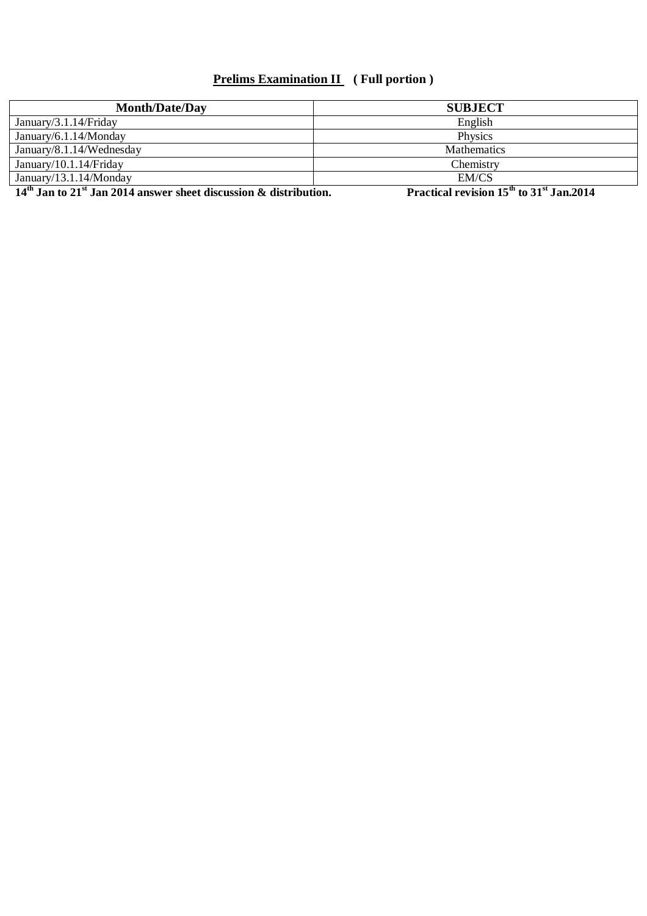## **<u>Prelims Examination II</u> ( Full portion )**

| **Month/Date/Day** | **SUBJECT** |
|---|---|
| January/3.1.14/Friday | English |
| January/6.1.14/Monday | Physics |
| January/8.1.14/Wednesday | Mathematics |
| January/10.1.14/Friday | Chemistry |
| January/13.1.14/Monday | EM/CS |

**14th Jan to 21st Jan 2014 answer sheet discussion & distribution.** **Practical revision 15th to 31st Jan.2014**